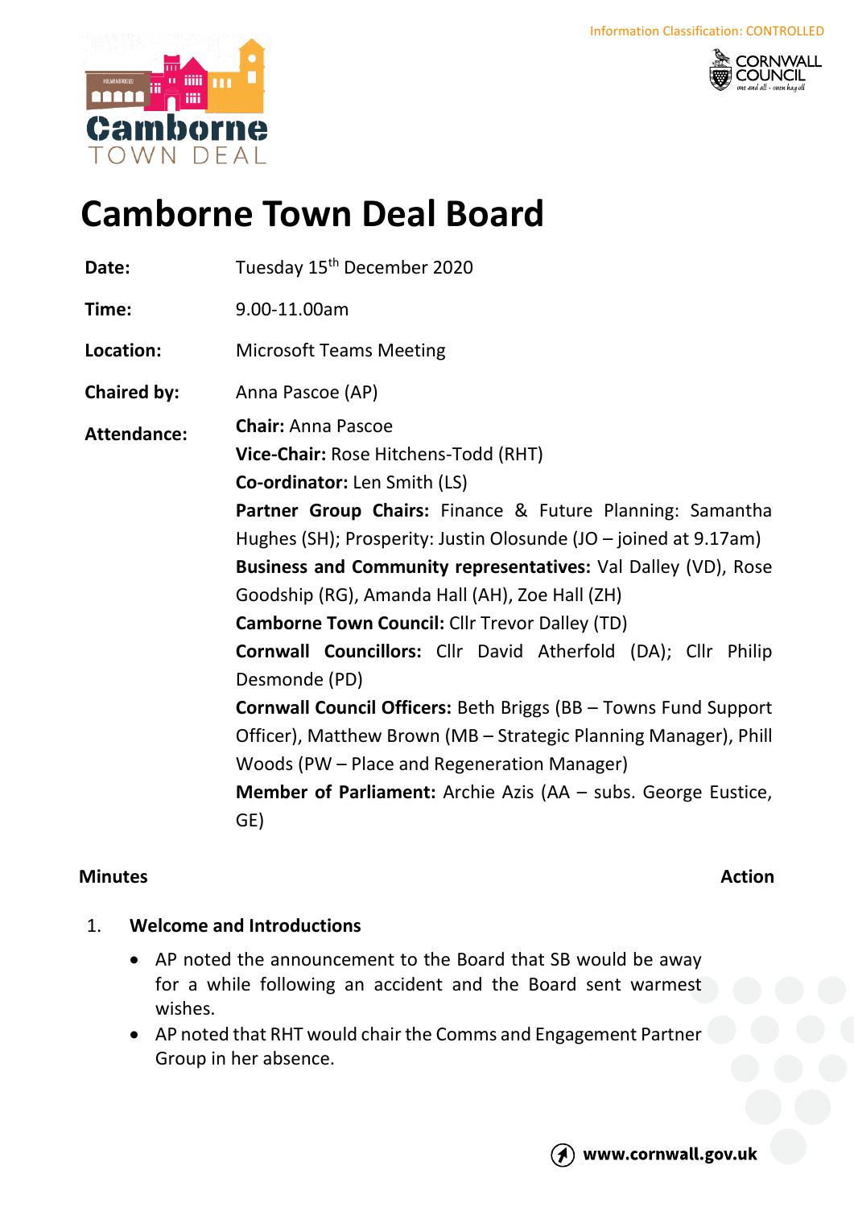Information Classification: CONTROLLED

# Camborne Town Deal Board

| | |
|---|---|
| **Date:** | Tuesday 15th December 2020 |
| **Time:** | 9.00-11.00am |
| **Location:** | Microsoft Teams Meeting |
| **Chaired by:** | Anna Pascoe (AP) |
| **Attendance:** | **Chair:** Anna Pascoe<br>**Vice-Chair:** Rose Hitchens-Todd (RHT)<br>**Co-ordinator:** Len Smith (LS)<br>**Partner Group Chairs:** Finance & Future Planning: Samantha Hughes (SH); Prosperity: Justin Olosunde (JO – joined at 9.17am)<br>**Business and Community representatives:** Val Dalley (VD), Rose Goodship (RG), Amanda Hall (AH), Zoe Hall (ZH)<br>**Camborne Town Council:** Cllr Trevor Dalley (TD)<br>**Cornwall Councillors:** Cllr David Atherfold (DA); Cllr Philip Desmonde (PD)<br>**Cornwall Council Officers:** Beth Briggs (BB – Towns Fund Support Officer), Matthew Brown (MB – Strategic Planning Manager), Phill Woods (PW – Place and Regeneration Manager)<br>**Member of Parliament:** Archie Azis (AA – subs. George Eustice, GE) |

**Minutes** **Action**

1. **Welcome and Introductions**
   - AP noted the announcement to the Board that SB would be away for a while following an accident and the Board sent warmest wishes.
   - AP noted that RHT would chair the Comms and Engagement Partner Group in her absence.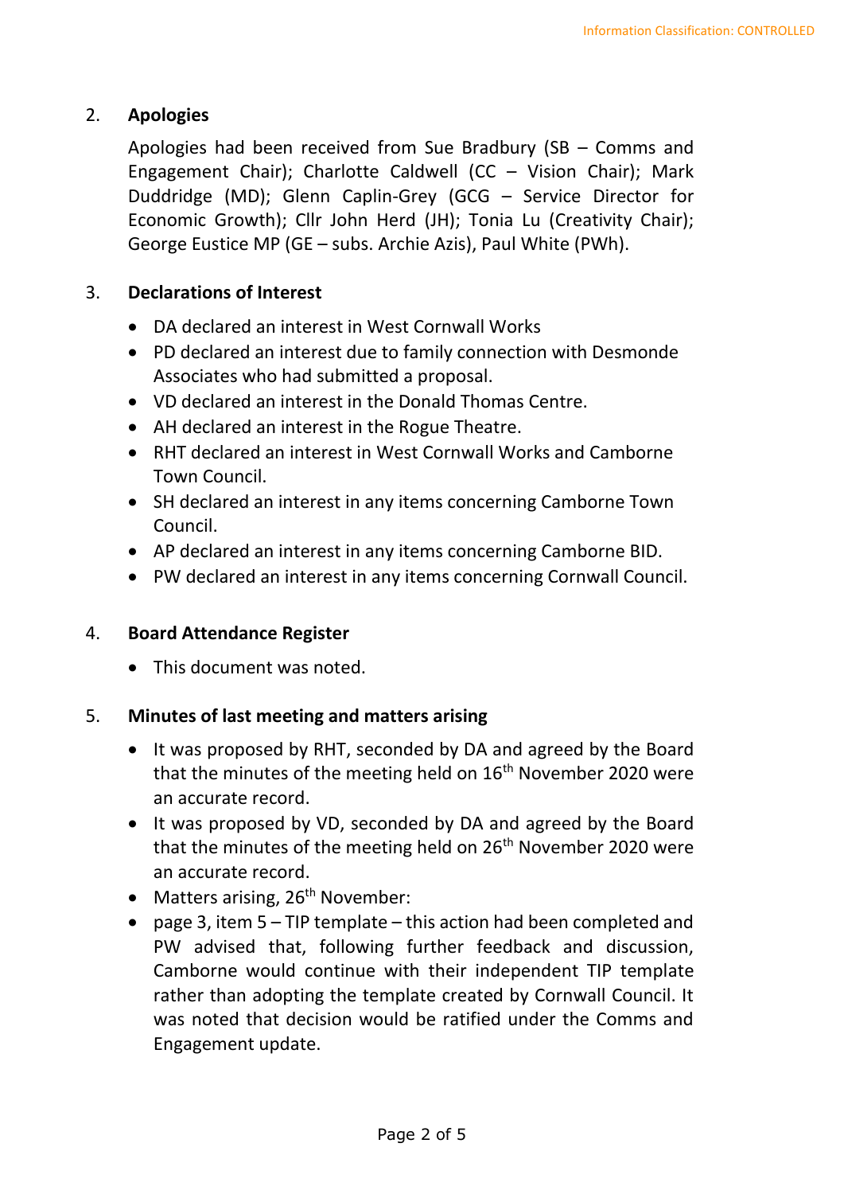## 2. Apologies

Apologies had been received from Sue Bradbury (SB – Comms and Engagement Chair); Charlotte Caldwell (CC – Vision Chair); Mark Duddridge (MD); Glenn Caplin-Grey (GCG – Service Director for Economic Growth); Cllr John Herd (JH); Tonia Lu (Creativity Chair); George Eustice MP (GE – subs. Archie Azis), Paul White (PWh).

## 3. Declarations of Interest

- DA declared an interest in West Cornwall Works
- PD declared an interest due to family connection with Desmonde Associates who had submitted a proposal.
- VD declared an interest in the Donald Thomas Centre.
- AH declared an interest in the Rogue Theatre.
- RHT declared an interest in West Cornwall Works and Camborne Town Council.
- SH declared an interest in any items concerning Camborne Town Council.
- AP declared an interest in any items concerning Camborne BID.
- PW declared an interest in any items concerning Cornwall Council.

## 4. Board Attendance Register

- This document was noted.

## 5. Minutes of last meeting and matters arising

- It was proposed by RHT, seconded by DA and agreed by the Board that the minutes of the meeting held on 16th November 2020 were an accurate record.
- It was proposed by VD, seconded by DA and agreed by the Board that the minutes of the meeting held on 26th November 2020 were an accurate record.
- Matters arising, 26th November:
- page 3, item 5 – TIP template – this action had been completed and PW advised that, following further feedback and discussion, Camborne would continue with their independent TIP template rather than adopting the template created by Cornwall Council. It was noted that decision would be ratified under the Comms and Engagement update.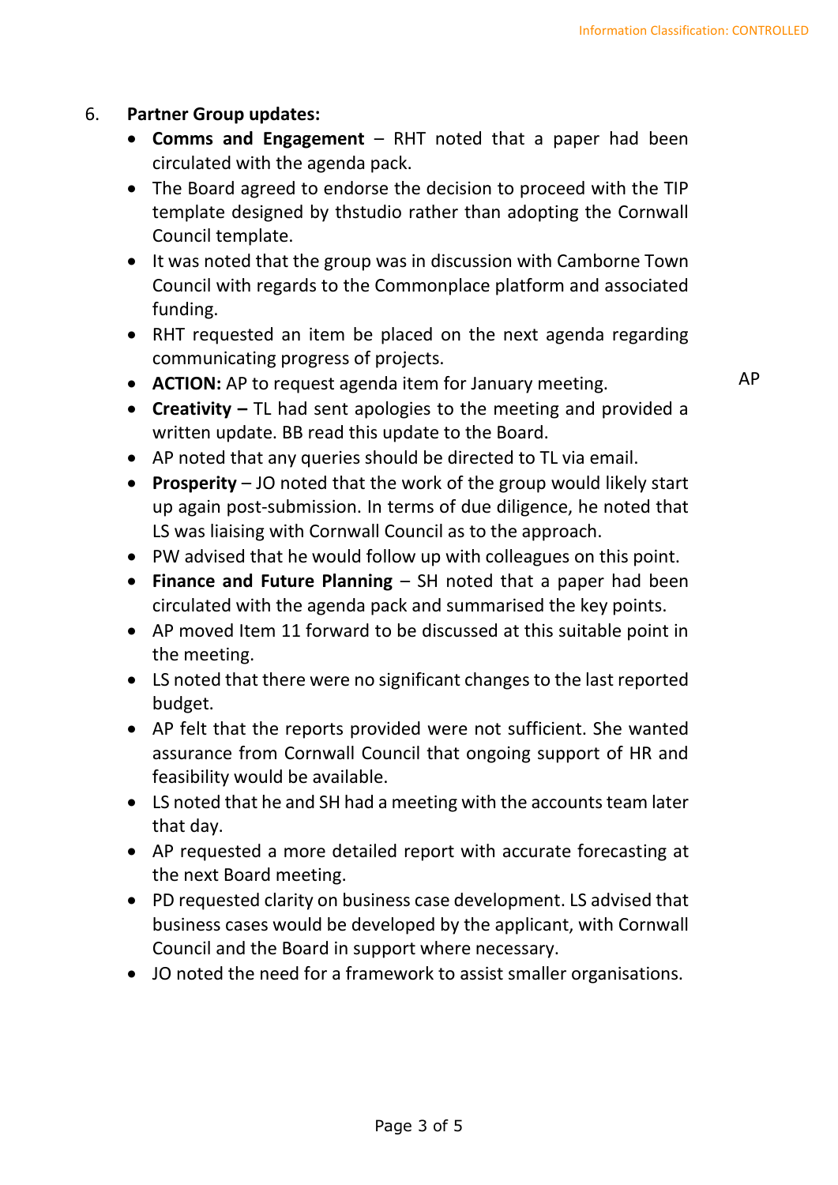6. **Partner Group updates:**
    - **Comms and Engagement** – RHT noted that a paper had been circulated with the agenda pack.
    - The Board agreed to endorse the decision to proceed with the TIP template designed by thstudio rather than adopting the Cornwall Council template.
    - It was noted that the group was in discussion with Camborne Town Council with regards to the Commonplace platform and associated funding.
    - RHT requested an item be placed on the next agenda regarding communicating progress of projects.
    - **ACTION:** AP to request agenda item for January meeting. — AP
    - **Creativity –** TL had sent apologies to the meeting and provided a written update. BB read this update to the Board.
    - AP noted that any queries should be directed to TL via email.
    - **Prosperity** – JO noted that the work of the group would likely start up again post-submission. In terms of due diligence, he noted that LS was liaising with Cornwall Council as to the approach.
    - PW advised that he would follow up with colleagues on this point.
    - **Finance and Future Planning** – SH noted that a paper had been circulated with the agenda pack and summarised the key points.
    - AP moved Item 11 forward to be discussed at this suitable point in the meeting.
    - LS noted that there were no significant changes to the last reported budget.
    - AP felt that the reports provided were not sufficient. She wanted assurance from Cornwall Council that ongoing support of HR and feasibility would be available.
    - LS noted that he and SH had a meeting with the accounts team later that day.
    - AP requested a more detailed report with accurate forecasting at the next Board meeting.
    - PD requested clarity on business case development. LS advised that business cases would be developed by the applicant, with Cornwall Council and the Board in support where necessary.
    - JO noted the need for a framework to assist smaller organisations.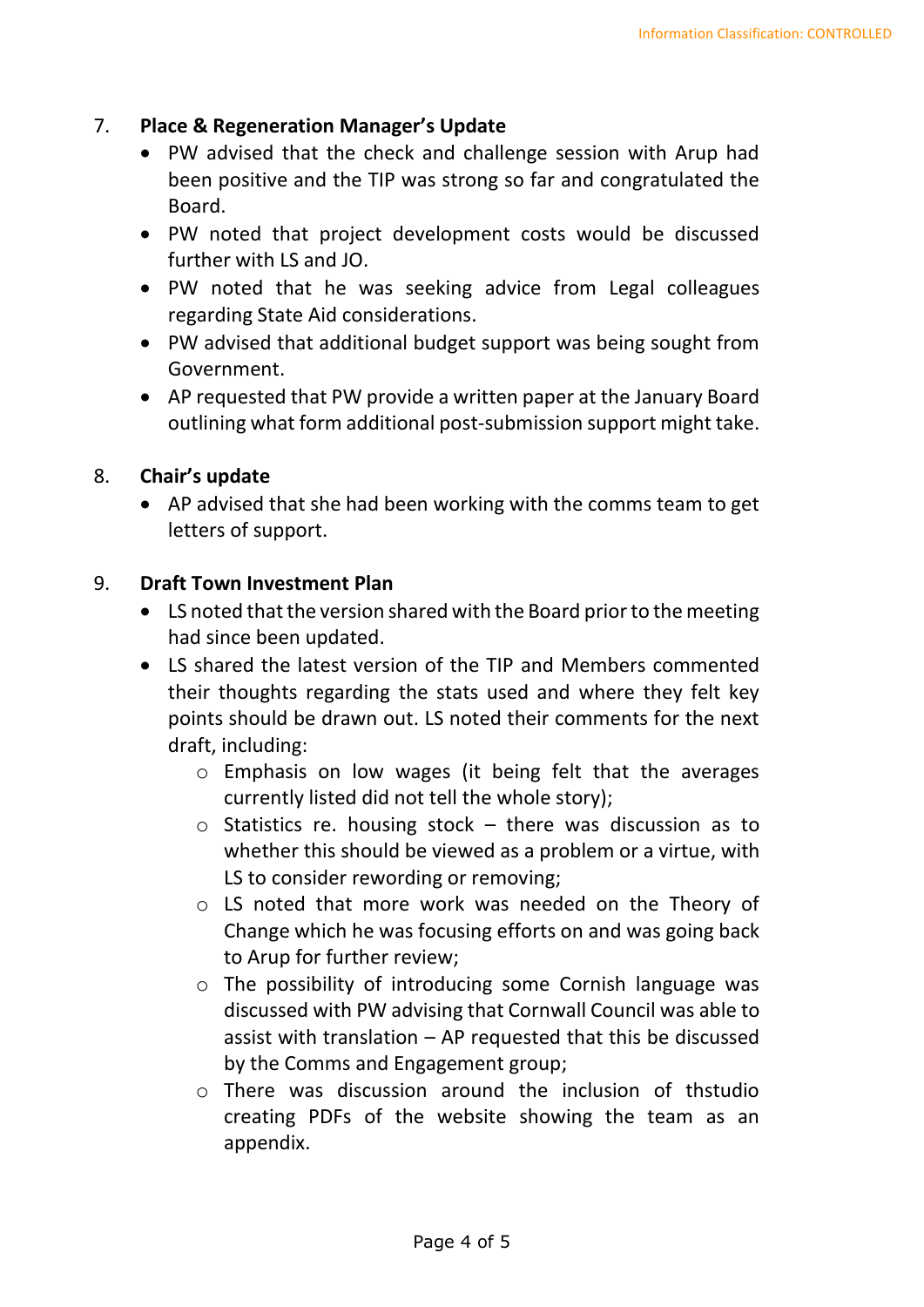7. **Place & Regeneration Manager's Update**
   - PW advised that the check and challenge session with Arup had been positive and the TIP was strong so far and congratulated the Board.
   - PW noted that project development costs would be discussed further with LS and JO.
   - PW noted that he was seeking advice from Legal colleagues regarding State Aid considerations.
   - PW advised that additional budget support was being sought from Government.
   - AP requested that PW provide a written paper at the January Board outlining what form additional post-submission support might take.

8. **Chair's update**
   - AP advised that she had been working with the comms team to get letters of support.

9. **Draft Town Investment Plan**
   - LS noted that the version shared with the Board prior to the meeting had since been updated.
   - LS shared the latest version of the TIP and Members commented their thoughts regarding the stats used and where they felt key points should be drawn out. LS noted their comments for the next draft, including:
     - Emphasis on low wages (it being felt that the averages currently listed did not tell the whole story);
     - Statistics re. housing stock – there was discussion as to whether this should be viewed as a problem or a virtue, with LS to consider rewording or removing;
     - LS noted that more work was needed on the Theory of Change which he was focusing efforts on and was going back to Arup for further review;
     - The possibility of introducing some Cornish language was discussed with PW advising that Cornwall Council was able to assist with translation – AP requested that this be discussed by the Comms and Engagement group;
     - There was discussion around the inclusion of thstudio creating PDFs of the website showing the team as an appendix.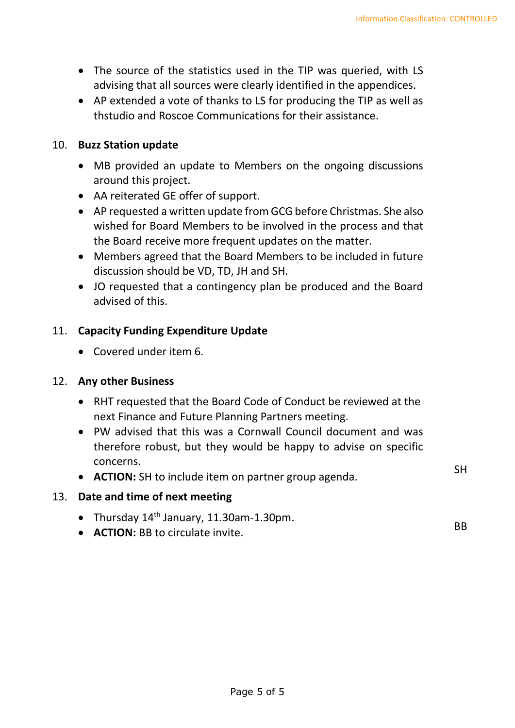- The source of the statistics used in the TIP was queried, with LS advising that all sources were clearly identified in the appendices.
- AP extended a vote of thanks to LS for producing the TIP as well as thstudio and Roscoe Communications for their assistance.

10. **Buzz Station update**

- MB provided an update to Members on the ongoing discussions around this project.
- AA reiterated GE offer of support.
- AP requested a written update from GCG before Christmas. She also wished for Board Members to be involved in the process and that the Board receive more frequent updates on the matter.
- Members agreed that the Board Members to be included in future discussion should be VD, TD, JH and SH.
- JO requested that a contingency plan be produced and the Board advised of this.

11. **Capacity Funding Expenditure Update**

- Covered under item 6.

12. **Any other Business**

- RHT requested that the Board Code of Conduct be reviewed at the next Finance and Future Planning Partners meeting.
- PW advised that this was a Cornwall Council document and was therefore robust, but they would be happy to advise on specific concerns.
- **ACTION:** SH to include item on partner group agenda. — SH

13. **Date and time of next meeting**

- Thursday 14th January, 11.30am-1.30pm.
- **ACTION:** BB to circulate invite. — BB